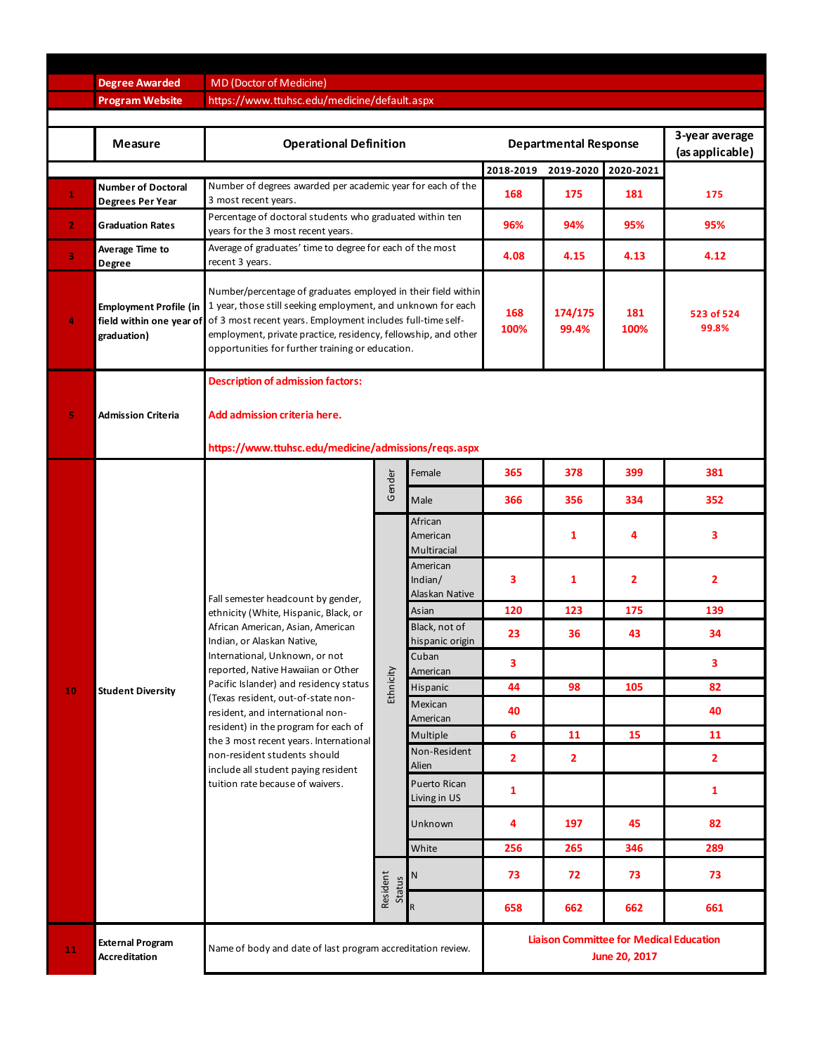| | | |
|---|---|---|
| **Degree Awarded** | MD (Doctor of Medicine) | |
| **Program Website** | https://www.ttuhsc.edu/medicine/default.aspx | |

| | Measure | Operational Definition | | | Departmental Response | | | 3-year average (as applicable) |
|---|---|---|---|---|---|---|---|---|
| | | | | | 2018-2019 | 2019-2020 | 2020-2021 | |
| 1 | **Number of Doctoral Degrees Per Year** | Number of degrees awarded per academic year for each of the 3 most recent years. | | | 168 | 175 | 181 | 175 |
| 2 | **Graduation Rates** | Percentage of doctoral students who graduated within ten years for the 3 most recent years. | | | 96% | 94% | 95% | 95% |
| 3 | **Average Time to Degree** | Average of graduates' time to degree for each of the most recent 3 years. | | | 4.08 | 4.15 | 4.13 | 4.12 |
| 4 | **Employment Profile (in field within one year of graduation)** | Number/percentage of graduates employed in their field within 1 year, those still seeking employment, and unknown for each of 3 most recent years. Employment includes full-time self-employment, private practice, residency, fellowship, and other opportunities for further training or education. | | | 168<br>100% | 174/175<br>99.4% | 181<br>100% | 523 of 524<br>99.8% |
| 5 | **Admission Criteria** | **Description of admission factors:**<br><br>**Add admission criteria here.**<br><br>**https://www.ttuhsc.edu/medicine/admissions/reqs.aspx** | | | | | | |
| 10 | **Student Diversity** | Fall semester headcount by gender, ethnicity (White, Hispanic, Black, or African American, Asian, American Indian, or Alaskan Native, International, Unknown, or not reported, Native Hawaiian or Other Pacific Islander) and residency status (Texas resident, out-of-state non-resident, and international non-resident) in the program for each of the 3 most recent years. International non-resident students should include all student paying resident tuition rate because of waivers. | Gender | Female | 365 | 378 | 399 | 381 |
| | | | Gender | Male | 366 | 356 | 334 | 352 |
| | | | Ethnicity | African American Multiracial | | 1 | 4 | 3 |
| | | | Ethnicity | American Indian/ Alaskan Native | 3 | 1 | 2 | 2 |
| | | | Ethnicity | Asian | 120 | 123 | 175 | 139 |
| | | | Ethnicity | Black, not of hispanic origin | 23 | 36 | 43 | 34 |
| | | | Ethnicity | Cuban American | 3 | | | 3 |
| | | | Ethnicity | Hispanic | 44 | 98 | 105 | 82 |
| | | | Ethnicity | Mexican American | 40 | | | 40 |
| | | | Ethnicity | Multiple | 6 | 11 | 15 | 11 |
| | | | Ethnicity | Non-Resident Alien | 2 | 2 | | 2 |
| | | | Ethnicity | Puerto Rican Living in US | 1 | | | 1 |
| | | | Ethnicity | Unknown | 4 | 197 | 45 | 82 |
| | | | Ethnicity | White | 256 | 265 | 346 | 289 |
| | | | Resident Status | N | 73 | 72 | 73 | 73 |
| | | | Resident Status | R | 658 | 662 | 662 | 661 |
| 11 | **External Program Accreditation** | Name of body and date of last program accreditation review. | | | Liaison Committee for Medical Education<br>June 20, 2017 | | | |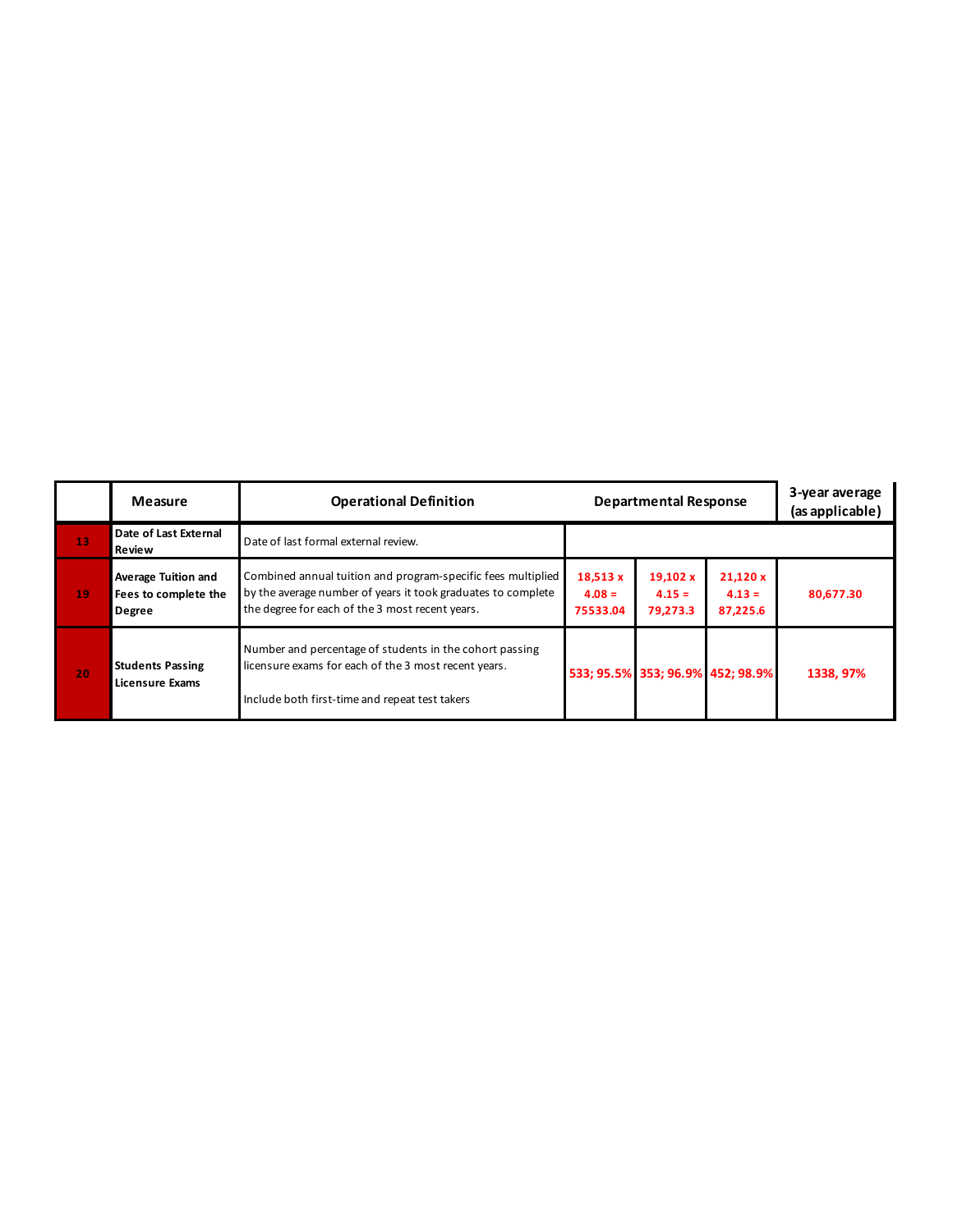| | Measure | Operational Definition | Departmental Response | | | 3-year average (as applicable) |
|---|---|---|---|---|---|---|
| 13 | Date of Last External Review | Date of last formal external review. | | | | |
| 19 | Average Tuition and Fees to complete the Degree | Combined annual tuition and program-specific fees multiplied by the average number of years it took graduates to complete the degree for each of the 3 most recent years. | 18,513 x 4.08 = 75533.04 | 19,102 x 4.15 = 79,273.3 | 21,120 x 4.13 = 87,225.6 | 80,677.30 |
| 20 | Students Passing Licensure Exams | Number and percentage of students in the cohort passing licensure exams for each of the 3 most recent years.<br><br>Include both first-time and repeat test takers | 533; 95.5% | 353; 96.9% | 452; 98.9% | 1338, 97% |